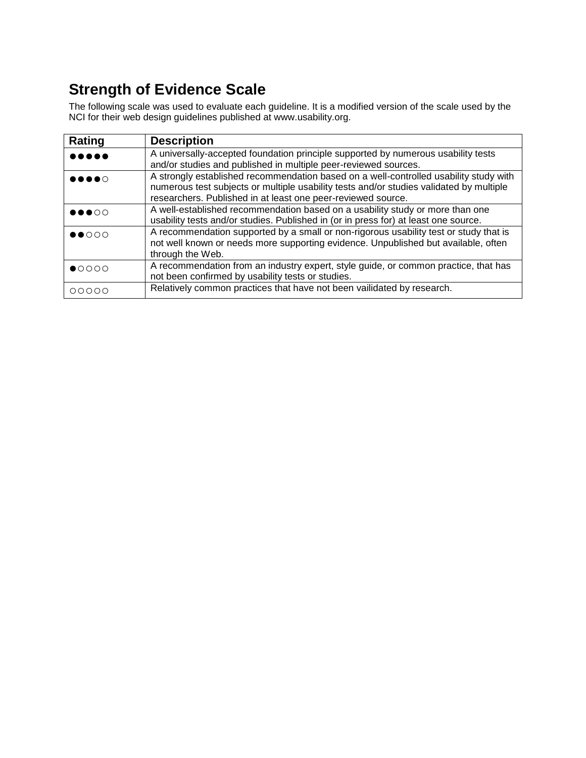## Strength of Evidence Scale

The following scale was used to evaluate each guideline. It is a modified version of the scale used by the NCI for their web design guidelines published at www.usability.org.

| Rating | Description |
| --- | --- |
| ●●●●● | A universally-accepted foundation principle supported by numerous usability tests and/or studies and published in multiple peer-reviewed sources. |
| ●●●●○ | A strongly established recommendation based on a well-controlled usability study with numerous test subjects or multiple usability tests and/or studies validated by multiple researchers. Published in at least one peer-reviewed source. |
| ●●●○○ | A well-established recommendation based on a usability study or more than one usability tests and/or studies. Published in (or in press for) at least one source. |
| ●●○○○ | A recommendation supported by a small or non-rigorous usability test or study that is not well known or needs more supporting evidence. Unpublished but available, often through the Web. |
| ●○○○○ | A recommendation from an industry expert, style guide, or common practice, that has not been confirmed by usability tests or studies. |
| ○○○○○ | Relatively common practices that have not been vailidated by research. |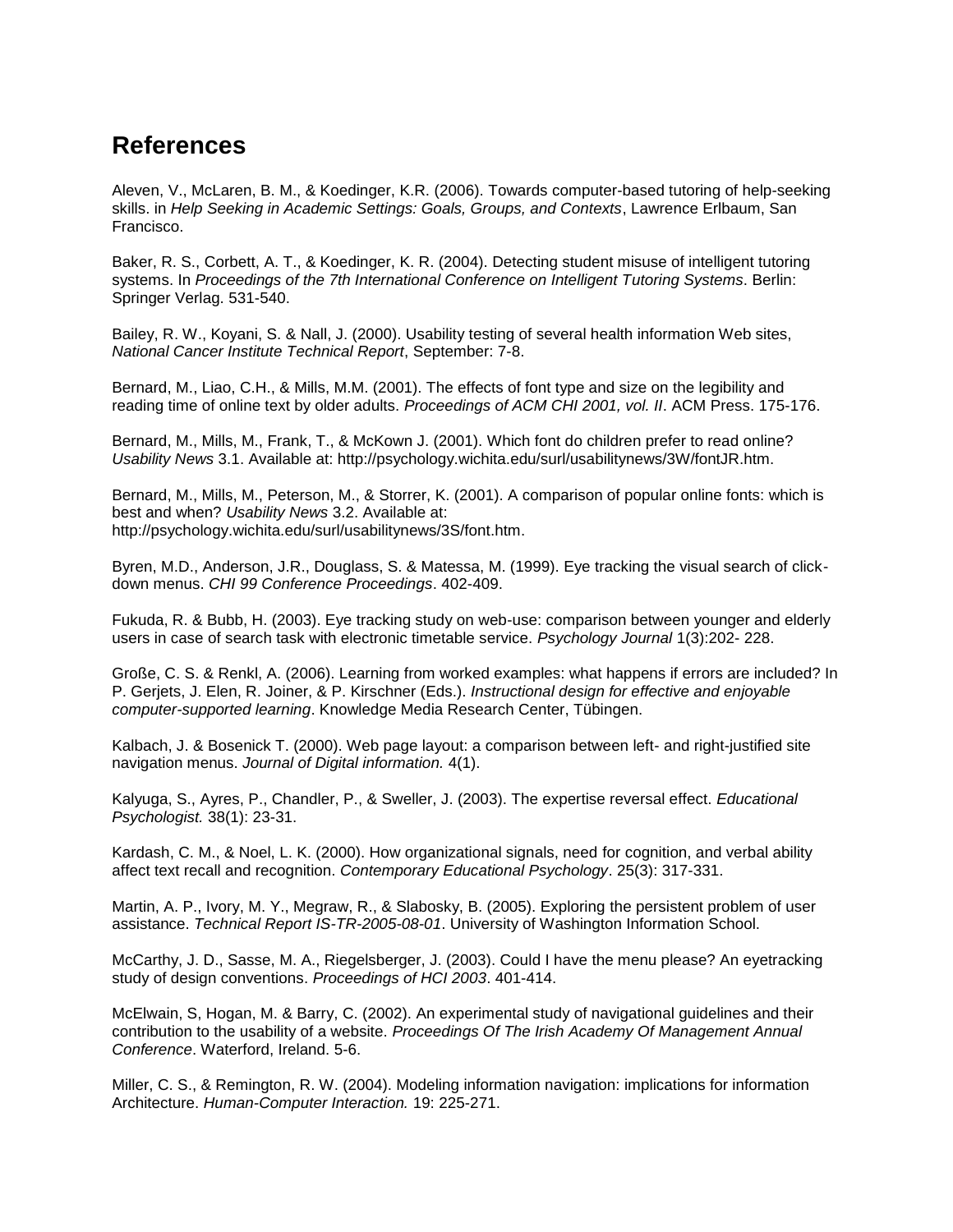# References

Aleven, V., McLaren, B. M., & Koedinger, K.R. (2006). Towards computer-based tutoring of help-seeking skills. in *Help Seeking in Academic Settings: Goals, Groups, and Contexts*, Lawrence Erlbaum, San Francisco.

Baker, R. S., Corbett, A. T., & Koedinger, K. R. (2004). Detecting student misuse of intelligent tutoring systems. In *Proceedings of the 7th International Conference on Intelligent Tutoring Systems*. Berlin: Springer Verlag. 531-540.

Bailey, R. W., Koyani, S. & Nall, J. (2000). Usability testing of several health information Web sites, *National Cancer Institute Technical Report*, September: 7-8.

Bernard, M., Liao, C.H., & Mills, M.M. (2001). The effects of font type and size on the legibility and reading time of online text by older adults. *Proceedings of ACM CHI 2001, vol. II*. ACM Press. 175-176.

Bernard, M., Mills, M., Frank, T., & McKown J. (2001). Which font do children prefer to read online? *Usability News* 3.1. Available at: http://psychology.wichita.edu/surl/usabilitynews/3W/fontJR.htm.

Bernard, M., Mills, M., Peterson, M., & Storrer, K. (2001). A comparison of popular online fonts: which is best and when? *Usability News* 3.2. Available at: http://psychology.wichita.edu/surl/usabilitynews/3S/font.htm.

Byren, M.D., Anderson, J.R., Douglass, S. & Matessa, M. (1999). Eye tracking the visual search of click-down menus. *CHI 99 Conference Proceedings*. 402-409.

Fukuda, R. & Bubb, H. (2003). Eye tracking study on web-use: comparison between younger and elderly users in case of search task with electronic timetable service. *Psychology Journal* 1(3):202- 228.

Große, C. S. & Renkl, A. (2006). Learning from worked examples: what happens if errors are included? In P. Gerjets, J. Elen, R. Joiner, & P. Kirschner (Eds.). *Instructional design for effective and enjoyable computer-supported learning*. Knowledge Media Research Center, Tübingen.

Kalbach, J. & Bosenick T. (2000). Web page layout: a comparison between left- and right-justified site navigation menus. *Journal of Digital information.* 4(1).

Kalyuga, S., Ayres, P., Chandler, P., & Sweller, J. (2003). The expertise reversal effect. *Educational Psychologist.* 38(1): 23-31.

Kardash, C. M., & Noel, L. K. (2000). How organizational signals, need for cognition, and verbal ability affect text recall and recognition. *Contemporary Educational Psychology*. 25(3): 317-331.

Martin, A. P., Ivory, M. Y., Megraw, R., & Slabosky, B. (2005). Exploring the persistent problem of user assistance. *Technical Report IS-TR-2005-08-01*. University of Washington Information School.

McCarthy, J. D., Sasse, M. A., Riegelsberger, J. (2003). Could I have the menu please? An eyetracking study of design conventions. *Proceedings of HCI 2003*. 401-414.

McElwain, S, Hogan, M. & Barry, C. (2002). An experimental study of navigational guidelines and their contribution to the usability of a website. *Proceedings Of The Irish Academy Of Management Annual Conference*. Waterford, Ireland. 5-6.

Miller, C. S., & Remington, R. W. (2004). Modeling information navigation: implications for information Architecture. *Human-Computer Interaction.* 19: 225-271.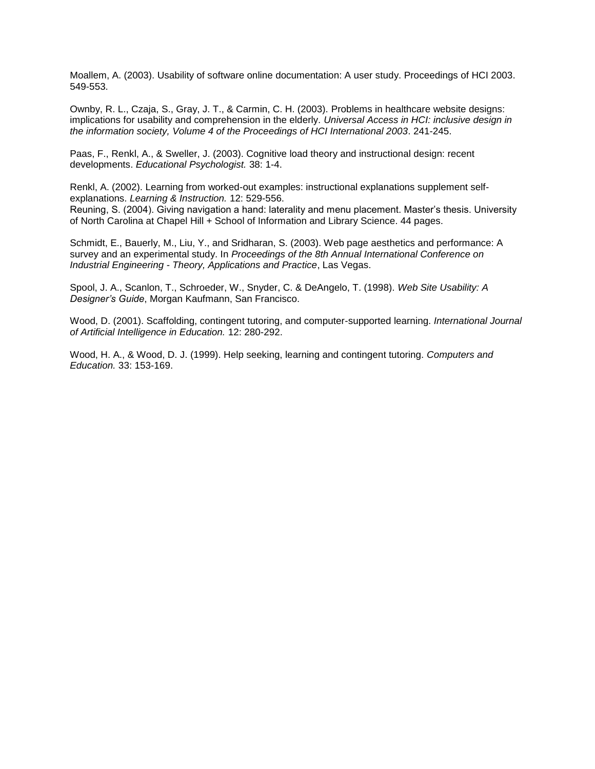Moallem, A. (2003). Usability of software online documentation: A user study. Proceedings of HCI 2003. 549-553.

Ownby, R. L., Czaja, S., Gray, J. T., & Carmin, C. H. (2003). Problems in healthcare website designs: implications for usability and comprehension in the elderly. *Universal Access in HCI: inclusive design in the information society, Volume 4 of the Proceedings of HCI International 2003*. 241-245.

Paas, F., Renkl, A., & Sweller, J. (2003). Cognitive load theory and instructional design: recent developments. *Educational Psychologist.* 38: 1-4.

Renkl, A. (2002). Learning from worked-out examples: instructional explanations supplement self-explanations. *Learning & Instruction.* 12: 529-556.
Reuning, S. (2004). Giving navigation a hand: laterality and menu placement. Master's thesis. University of North Carolina at Chapel Hill + School of Information and Library Science. 44 pages.

Schmidt, E., Bauerly, M., Liu, Y., and Sridharan, S. (2003). Web page aesthetics and performance: A survey and an experimental study. In *Proceedings of the 8th Annual International Conference on Industrial Engineering - Theory, Applications and Practice*, Las Vegas.

Spool, J. A., Scanlon, T., Schroeder, W., Snyder, C. & DeAngelo, T. (1998). *Web Site Usability: A Designer's Guide*, Morgan Kaufmann, San Francisco.

Wood, D. (2001). Scaffolding, contingent tutoring, and computer-supported learning. *International Journal of Artificial Intelligence in Education.* 12: 280-292.

Wood, H. A., & Wood, D. J. (1999). Help seeking, learning and contingent tutoring. *Computers and Education.* 33: 153-169.